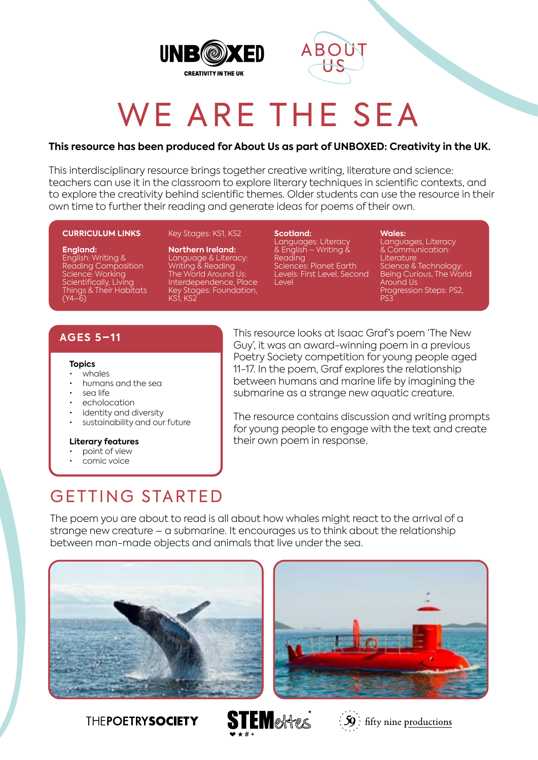UNBOXED
CREATIVITY IN THE UK

ABOUT US

# WE ARE THE SEA

**This resource has been produced for About Us as part of UNBOXED: Creativity in the UK.**

This interdisciplinary resource brings together creative writing, literature and science: teachers can use it in the classroom to explore literary techniques in scientific contexts, and to explore the creativity behind scientific themes. Older students can use the resource in their own time to further their reading and generate ideas for poems of their own.

**CURRICULUM LINKS**

Key Stages: KS1, KS2

**England:**
English: Writing & Reading Composition
Science: Working Scientifically, Living Things & Their Habitats (Y4–6)

**Northern Ireland:**
Language & Literacy: Writing & Reading
The World Around Us: Interdependence, Place
Key Stages: Foundation, KS1, KS2

**Scotland:**
Languages: Literacy & English – Writing & Reading
Sciences: Planet Earth
Levels: First Level, Second Level

**Wales:**
Languages, Literacy & Communication: Literature
Science & Technology: Being Curious, The World Around Us
Progression Steps: PS2, PS3

## AGES 5–11

**Topics**
- whales
- humans and the sea
- sea life
- echolocation
- identity and diversity
- sustainability and our future

**Literary features**
- point of view
- comic voice

This resource looks at Isaac Graf's poem 'The New Guy', it was an award-winning poem in a previous Poetry Society competition for young people aged 11–17. In the poem, Graf explores the relationship between humans and marine life by imagining the submarine as a strange new aquatic creature.

The resource contains discussion and writing prompts for young people to engage with the text and create their own poem in response.

## GETTING STARTED

The poem you are about to read is all about how whales might react to the arrival of a strange new creature – a submarine. It encourages us to think about the relationship between man-made objects and animals that live under the sea.

THEPOETRYSOCIETY   STEMettes   fifty nine productions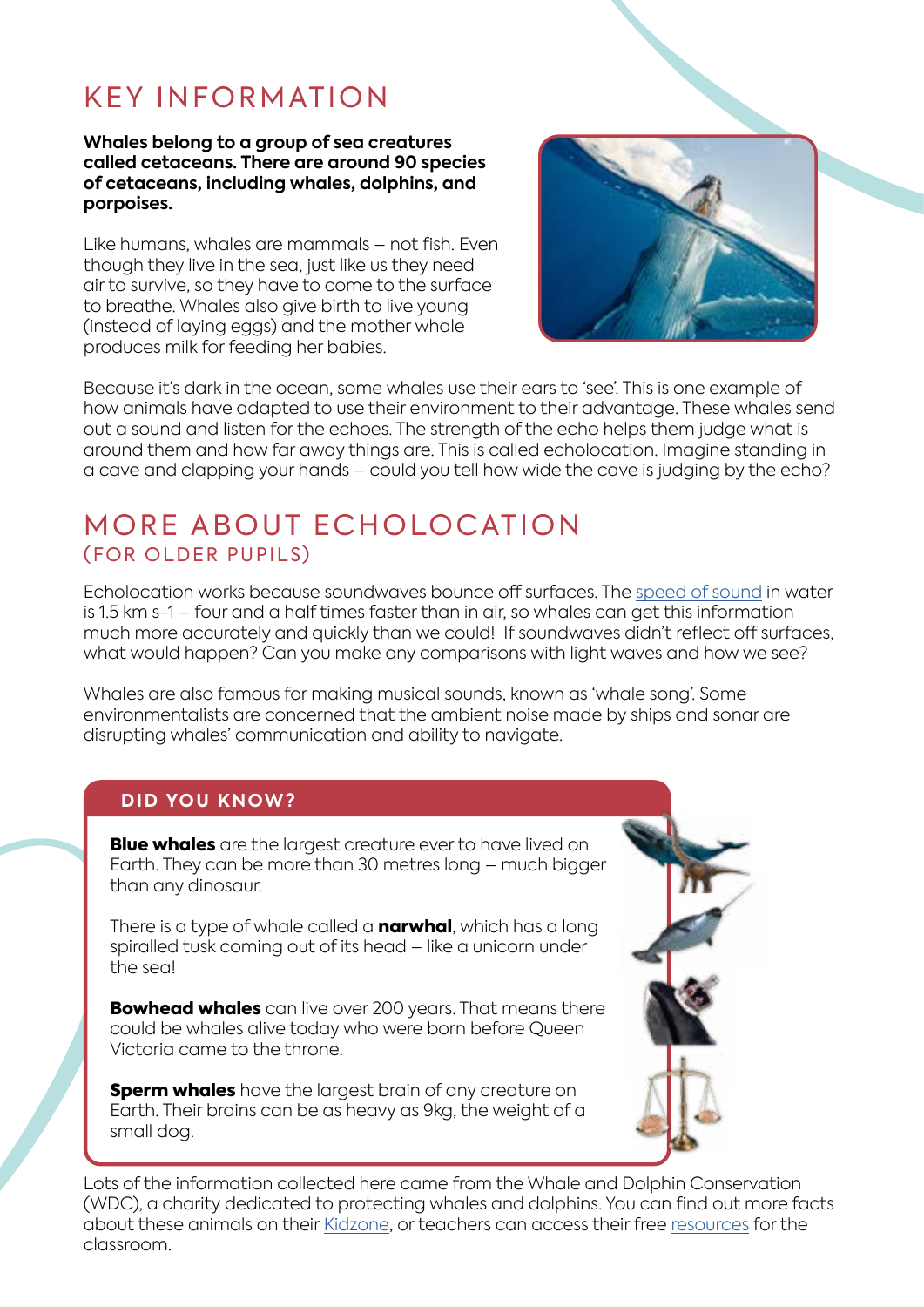# KEY INFORMATION

**Whales belong to a group of sea creatures called cetaceans. There are around 90 species of cetaceans, including whales, dolphins, and porpoises.**

Like humans, whales are mammals – not fish. Even though they live in the sea, just like us they need air to survive, so they have to come to the surface to breathe. Whales also give birth to live young (instead of laying eggs) and the mother whale produces milk for feeding her babies.

Because it's dark in the ocean, some whales use their ears to 'see'. This is one example of how animals have adapted to use their environment to their advantage. These whales send out a sound and listen for the echoes. The strength of the echo helps them judge what is around them and how far away things are. This is called echolocation. Imagine standing in a cave and clapping your hands – could you tell how wide the cave is judging by the echo?

## MORE ABOUT ECHOLOCATION (FOR OLDER PUPILS)

Echolocation works because soundwaves bounce off surfaces. The speed of sound in water is 1.5 km $s^{-1}$ – four and a half times faster than in air, so whales can get this information much more accurately and quickly than we could! If soundwaves didn't reflect off surfaces, what would happen? Can you make any comparisons with light waves and how we see?

Whales are also famous for making musical sounds, known as 'whale song'. Some environmentalists are concerned that the ambient noise made by ships and sonar are disrupting whales' communication and ability to navigate.

### DID YOU KNOW?

**Blue whales** are the largest creature ever to have lived on Earth. They can be more than 30 metres long – much bigger than any dinosaur.

There is a type of whale called a **narwhal**, which has a long spiralled tusk coming out of its head – like a unicorn under the sea!

**Bowhead whales** can live over 200 years. That means there could be whales alive today who were born before Queen Victoria came to the throne.

**Sperm whales** have the largest brain of any creature on Earth. Their brains can be as heavy as 9kg, the weight of a small dog.

Lots of the information collected here came from the Whale and Dolphin Conservation (WDC), a charity dedicated to protecting whales and dolphins. You can find out more facts about these animals on their Kidzone, or teachers can access their free resources for the classroom.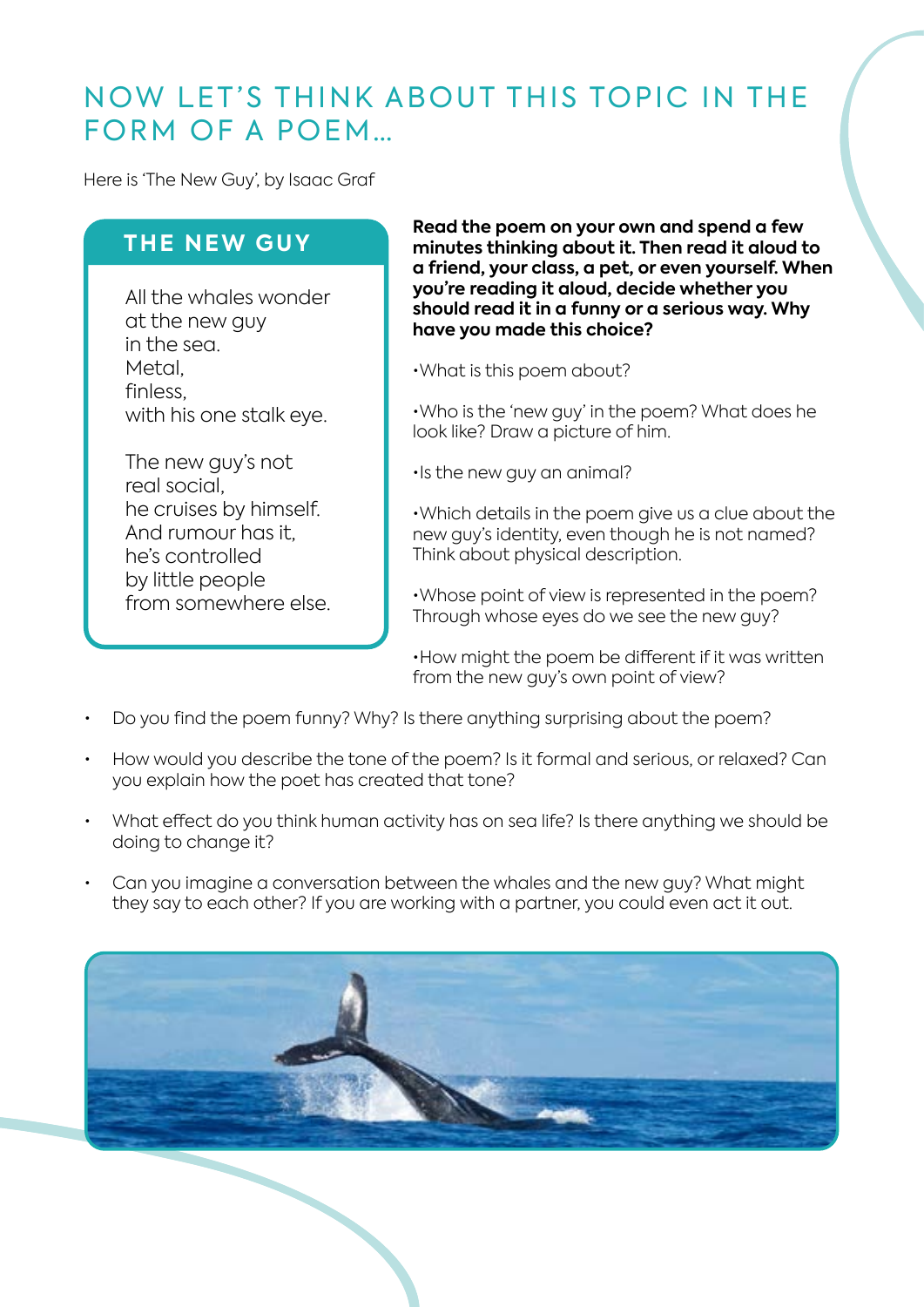# NOW LET'S THINK ABOUT THIS TOPIC IN THE FORM OF A POEM…

Here is 'The New Guy', by Isaac Graf

## THE NEW GUY

All the whales wonder  
at the new guy  
in the sea.  
Metal,  
finless,  
with his one stalk eye.

The new guy's not  
real social,  
he cruises by himself.  
And rumour has it,  
he's controlled  
by little people  
from somewhere else.

**Read the poem on your own and spend a few minutes thinking about it. Then read it aloud to a friend, your class, a pet, or even yourself. When you're reading it aloud, decide whether you should read it in a funny or a serious way. Why have you made this choice?**

- What is this poem about?
- Who is the 'new guy' in the poem? What does he look like? Draw a picture of him.
- Is the new guy an animal?
- Which details in the poem give us a clue about the new guy's identity, even though he is not named? Think about physical description.
- Whose point of view is represented in the poem? Through whose eyes do we see the new guy?
- How might the poem be different if it was written from the new guy's own point of view?
- Do you find the poem funny? Why? Is there anything surprising about the poem?
- How would you describe the tone of the poem? Is it formal and serious, or relaxed? Can you explain how the poet has created that tone?
- What effect do you think human activity has on sea life? Is there anything we should be doing to change it?
- Can you imagine a conversation between the whales and the new guy? What might they say to each other? If you are working with a partner, you could even act it out.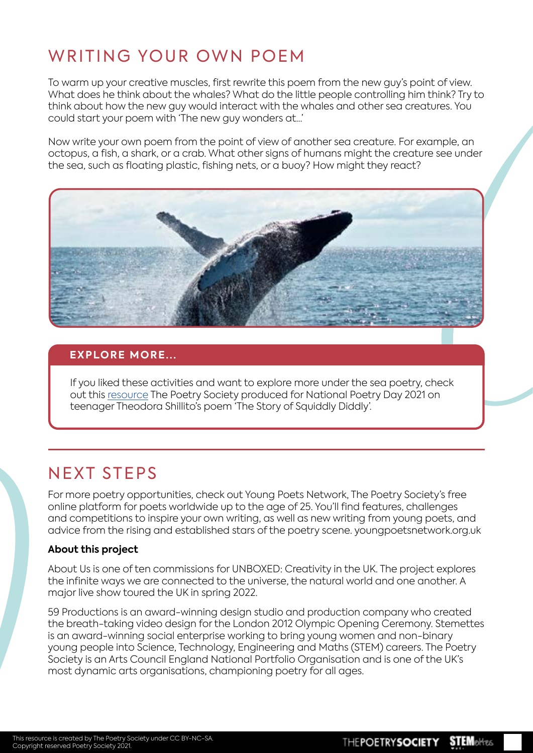## WRITING YOUR OWN POEM

To warm up your creative muscles, first rewrite this poem from the new guy's point of view. What does he think about the whales? What do the little people controlling him think? Try to think about how the new guy would interact with the whales and other sea creatures. You could start your poem with 'The new guy wonders at...'

Now write your own poem from the point of view of another sea creature. For example, an octopus, a fish, a shark, or a crab. What other signs of humans might the creature see under the sea, such as floating plastic, fishing nets, or a buoy? How might they react?

### EXPLORE MORE...

If you liked these activities and want to explore more under the sea poetry, check out this resource The Poetry Society produced for National Poetry Day 2021 on teenager Theodora Shillito's poem 'The Story of Squiddly Diddly'.

## NEXT STEPS

For more poetry opportunities, check out Young Poets Network, The Poetry Society's free online platform for poets worldwide up to the age of 25. You'll find features, challenges and competitions to inspire your own writing, as well as new writing from young poets, and advice from the rising and established stars of the poetry scene. youngpoetsnetwork.org.uk

**About this project**

About Us is one of ten commissions for UNBOXED: Creativity in the UK. The project explores the infinite ways we are connected to the universe, the natural world and one another. A major live show toured the UK in spring 2022.

59 Productions is an award-winning design studio and production company who created the breath-taking video design for the London 2012 Olympic Opening Ceremony. Stemettes is an award-winning social enterprise working to bring young women and non-binary young people into Science, Technology, Engineering and Maths (STEM) careers. The Poetry Society is an Arts Council England National Portfolio Organisation and is one of the UK's most dynamic arts organisations, championing poetry for all ages.

This resource is created by The Poetry Society under CC BY-NC-SA.
Copyright reserved Poetry Society 2021.